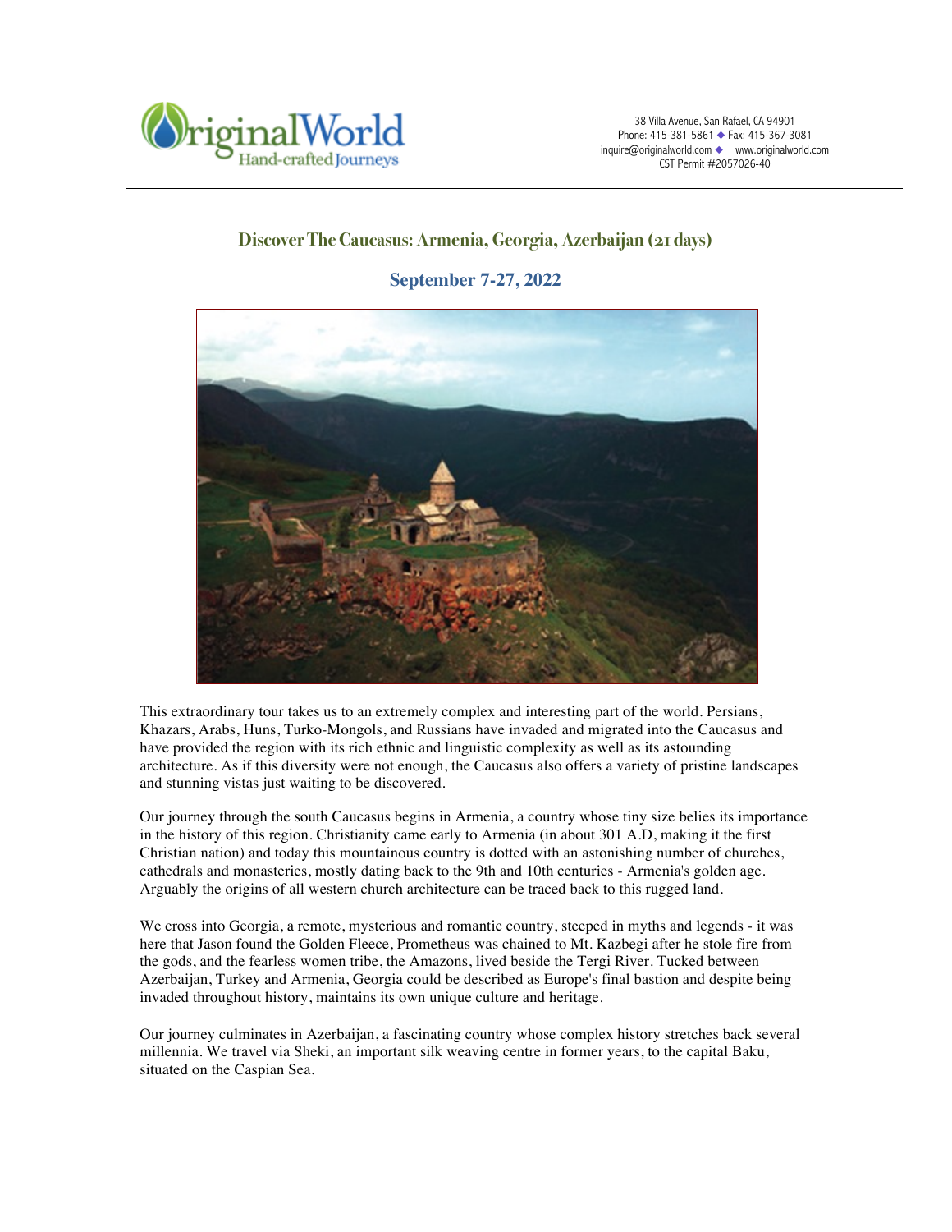OriginalWorld
Hand-crafted Journeys

38 Villa Avenue, San Rafael, CA 94901
Phone: 415-381-5861 ◆ Fax: 415-367-3081
inquire@originalworld.com ◆ www.originalworld.com
CST Permit #2057026-40

## Discover The Caucasus: Armenia, Georgia, Azerbaijan (21 days)

### September 7-27, 2022

This extraordinary tour takes us to an extremely complex and interesting part of the world. Persians, Khazars, Arabs, Huns, Turko-Mongols, and Russians have invaded and migrated into the Caucasus and have provided the region with its rich ethnic and linguistic complexity as well as its astounding architecture. As if this diversity were not enough, the Caucasus also offers a variety of pristine landscapes and stunning vistas just waiting to be discovered.

Our journey through the south Caucasus begins in Armenia, a country whose tiny size belies its importance in the history of this region. Christianity came early to Armenia (in about 301 A.D, making it the first Christian nation) and today this mountainous country is dotted with an astonishing number of churches, cathedrals and monasteries, mostly dating back to the 9th and 10th centuries - Armenia's golden age. Arguably the origins of all western church architecture can be traced back to this rugged land.

We cross into Georgia, a remote, mysterious and romantic country, steeped in myths and legends - it was here that Jason found the Golden Fleece, Prometheus was chained to Mt. Kazbegi after he stole fire from the gods, and the fearless women tribe, the Amazons, lived beside the Tergi River. Tucked between Azerbaijan, Turkey and Armenia, Georgia could be described as Europe's final bastion and despite being invaded throughout history, maintains its own unique culture and heritage.

Our journey culminates in Azerbaijan, a fascinating country whose complex history stretches back several millennia. We travel via Sheki, an important silk weaving centre in former years, to the capital Baku, situated on the Caspian Sea.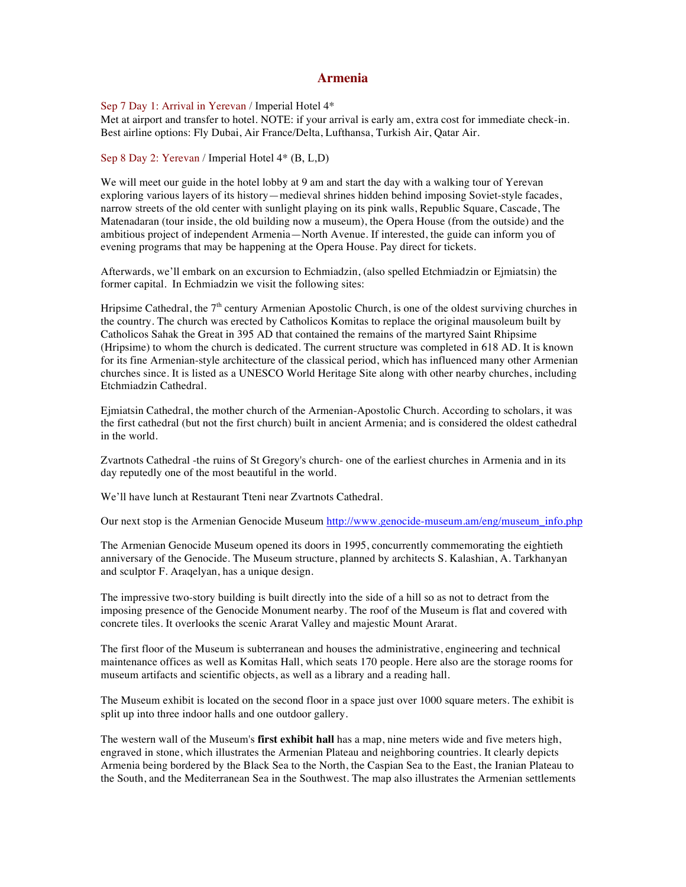# Armenia

Sep 7 Day 1: Arrival in Yerevan / Imperial Hotel 4*
Met at airport and transfer to hotel. NOTE: if your arrival is early am, extra cost for immediate check-in. Best airline options: Fly Dubai, Air France/Delta, Lufthansa, Turkish Air, Qatar Air.

Sep 8 Day 2: Yerevan / Imperial Hotel 4* (B, L,D)

We will meet our guide in the hotel lobby at 9 am and start the day with a walking tour of Yerevan exploring various layers of its history—medieval shrines hidden behind imposing Soviet-style facades, narrow streets of the old center with sunlight playing on its pink walls, Republic Square, Cascade, The Matenadaran (tour inside, the old building now a museum), the Opera House (from the outside) and the ambitious project of independent Armenia—North Avenue. If interested, the guide can inform you of evening programs that may be happening at the Opera House. Pay direct for tickets.

Afterwards, we'll embark on an excursion to Echmiadzin, (also spelled Etchmiadzin or Ejmiatsin) the former capital. In Echmiadzin we visit the following sites:

Hripsime Cathedral, the 7th century Armenian Apostolic Church, is one of the oldest surviving churches in the country. The church was erected by Catholicos Komitas to replace the original mausoleum built by Catholicos Sahak the Great in 395 AD that contained the remains of the martyred Saint Rhipsime (Hripsime) to whom the church is dedicated. The current structure was completed in 618 AD. It is known for its fine Armenian-style architecture of the classical period, which has influenced many other Armenian churches since. It is listed as a UNESCO World Heritage Site along with other nearby churches, including Etchmiadzin Cathedral.

Ejmiatsin Cathedral, the mother church of the Armenian-Apostolic Church. According to scholars, it was the first cathedral (but not the first church) built in ancient Armenia; and is considered the oldest cathedral in the world.

Zvartnots Cathedral -the ruins of St Gregory's church- one of the earliest churches in Armenia and in its day reputedly one of the most beautiful in the world.

We'll have lunch at Restaurant Tteni near Zvartnots Cathedral.

Our next stop is the Armenian Genocide Museum http://www.genocide-museum.am/eng/museum_info.php

The Armenian Genocide Museum opened its doors in 1995, concurrently commemorating the eightieth anniversary of the Genocide. The Museum structure, planned by architects S. Kalashian, A. Tarkhanyan and sculptor F. Araqelyan, has a unique design.

The impressive two-story building is built directly into the side of a hill so as not to detract from the imposing presence of the Genocide Monument nearby. The roof of the Museum is flat and covered with concrete tiles. It overlooks the scenic Ararat Valley and majestic Mount Ararat.

The first floor of the Museum is subterranean and houses the administrative, engineering and technical maintenance offices as well as Komitas Hall, which seats 170 people. Here also are the storage rooms for museum artifacts and scientific objects, as well as a library and a reading hall.

The Museum exhibit is located on the second floor in a space just over 1000 square meters. The exhibit is split up into three indoor halls and one outdoor gallery.

The western wall of the Museum's **first exhibit hall** has a map, nine meters wide and five meters high, engraved in stone, which illustrates the Armenian Plateau and neighboring countries. It clearly depicts Armenia being bordered by the Black Sea to the North, the Caspian Sea to the East, the Iranian Plateau to the South, and the Mediterranean Sea in the Southwest. The map also illustrates the Armenian settlements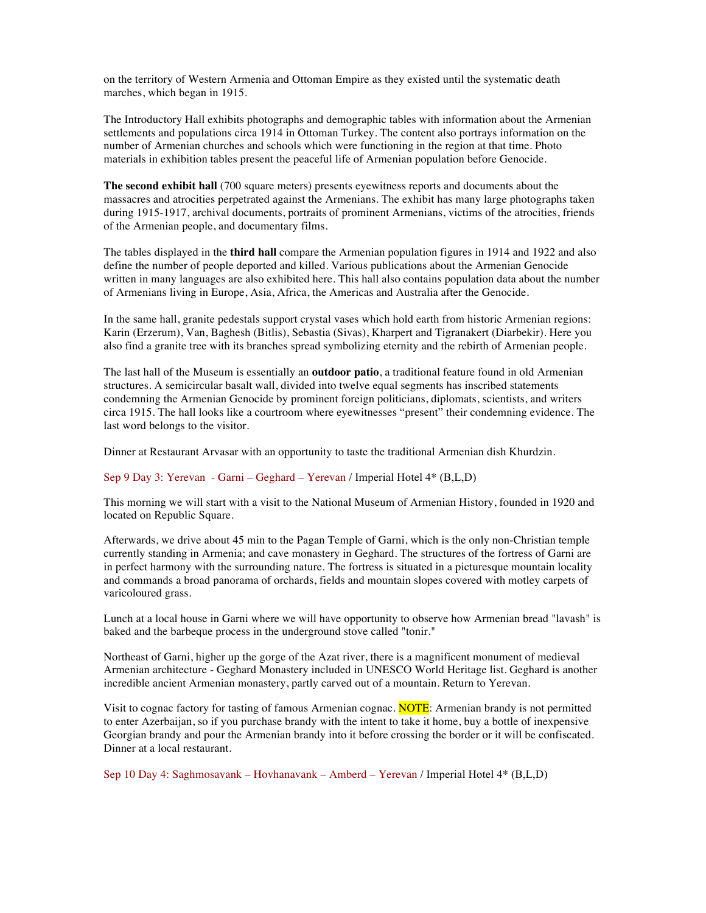on the territory of Western Armenia and Ottoman Empire as they existed until the systematic death marches, which began in 1915.

The Introductory Hall exhibits photographs and demographic tables with information about the Armenian settlements and populations circa 1914 in Ottoman Turkey. The content also portrays information on the number of Armenian churches and schools which were functioning in the region at that time. Photo materials in exhibition tables present the peaceful life of Armenian population before Genocide.

**The second exhibit hall** (700 square meters) presents eyewitness reports and documents about the massacres and atrocities perpetrated against the Armenians. The exhibit has many large photographs taken during 1915-1917, archival documents, portraits of prominent Armenians, victims of the atrocities, friends of the Armenian people, and documentary films.

The tables displayed in the **third hall** compare the Armenian population figures in 1914 and 1922 and also define the number of people deported and killed. Various publications about the Armenian Genocide written in many languages are also exhibited here. This hall also contains population data about the number of Armenians living in Europe, Asia, Africa, the Americas and Australia after the Genocide.

In the same hall, granite pedestals support crystal vases which hold earth from historic Armenian regions: Karin (Erzerum), Van, Baghesh (Bitlis), Sebastia (Sivas), Kharpert and Tigranakert (Diarbekir). Here you also find a granite tree with its branches spread symbolizing eternity and the rebirth of Armenian people.

The last hall of the Museum is essentially an **outdoor patio**, a traditional feature found in old Armenian structures. A semicircular basalt wall, divided into twelve equal segments has inscribed statements condemning the Armenian Genocide by prominent foreign politicians, diplomats, scientists, and writers circa 1915. The hall looks like a courtroom where eyewitnesses "present" their condemning evidence. The last word belongs to the visitor.

Dinner at Restaurant Arvasar with an opportunity to taste the traditional Armenian dish Khurdzin.

Sep 9 Day 3: Yerevan - Garni – Geghard – Yerevan / Imperial Hotel 4* (B,L,D)

This morning we will start with a visit to the National Museum of Armenian History, founded in 1920 and located on Republic Square.

Afterwards, we drive about 45 min to the Pagan Temple of Garni, which is the only non-Christian temple currently standing in Armenia; and cave monastery in Geghard. The structures of the fortress of Garni are in perfect harmony with the surrounding nature. The fortress is situated in a picturesque mountain locality and commands a broad panorama of orchards, fields and mountain slopes covered with motley carpets of varicoloured grass.

Lunch at a local house in Garni where we will have opportunity to observe how Armenian bread "lavash" is baked and the barbeque process in the underground stove called "tonir."

Northeast of Garni, higher up the gorge of the Azat river, there is a magnificent monument of medieval Armenian architecture - Geghard Monastery included in UNESCO World Heritage list. Geghard is another incredible ancient Armenian monastery, partly carved out of a mountain. Return to Yerevan.

Visit to cognac factory for tasting of famous Armenian cognac. NOTE: Armenian brandy is not permitted to enter Azerbaijan, so if you purchase brandy with the intent to take it home, buy a bottle of inexpensive Georgian brandy and pour the Armenian brandy into it before crossing the border or it will be confiscated. Dinner at a local restaurant.

Sep 10 Day 4: Saghmosavank – Hovhanavank – Amberd – Yerevan / Imperial Hotel 4* (B,L,D)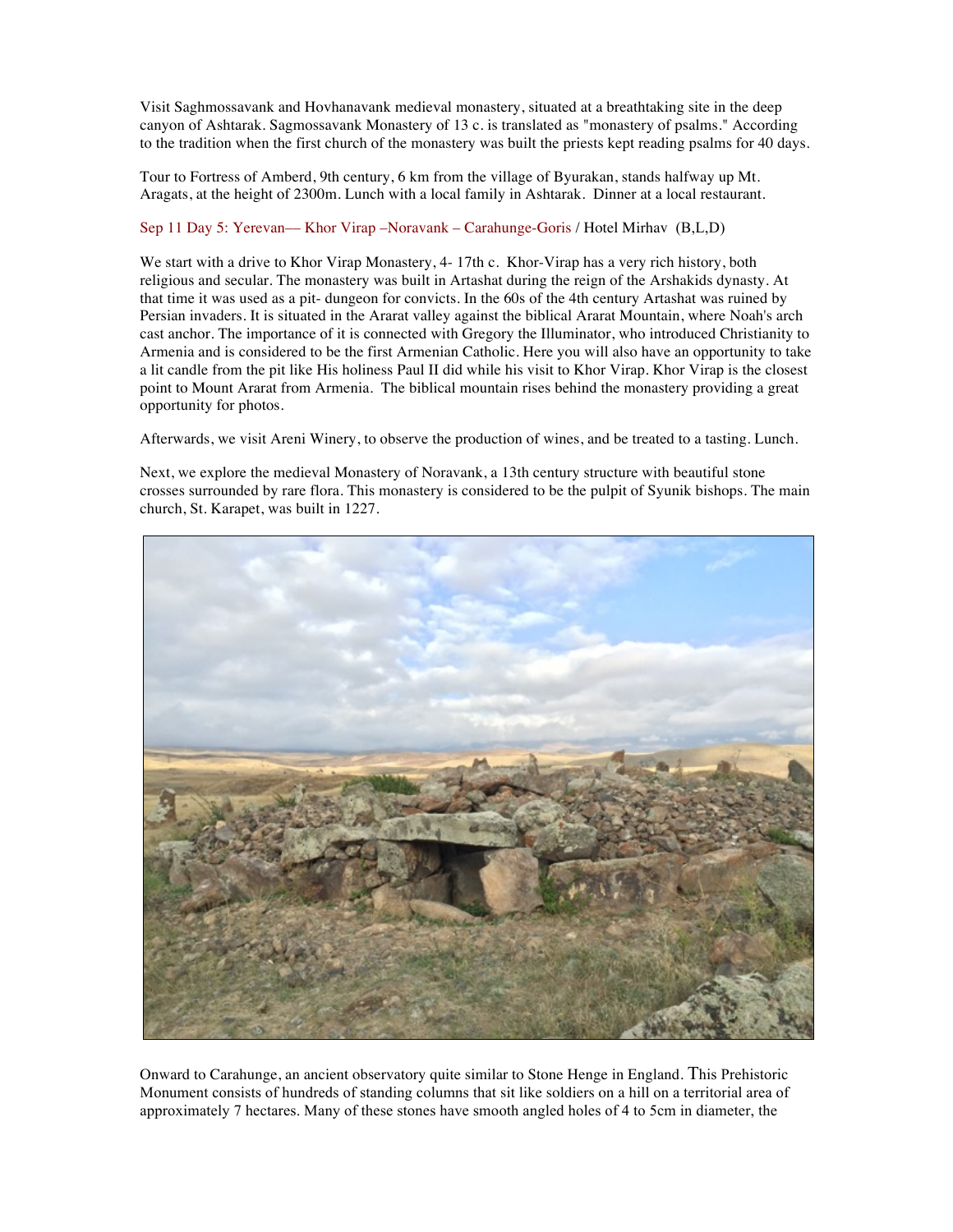Visit Saghmossavank and Hovhanavank medieval monastery, situated at a breathtaking site in the deep canyon of Ashtarak. Sagmossavank Monastery of 13 c. is translated as "monastery of psalms." According to the tradition when the first church of the monastery was built the priests kept reading psalms for 40 days.

Tour to Fortress of Amberd, 9th century, 6 km from the village of Byurakan, stands halfway up Mt. Aragats, at the height of 2300m. Lunch with a local family in Ashtarak. Dinner at a local restaurant.

Sep 11 Day 5: Yerevan— Khor Virap –Noravank – Carahunge-Goris / Hotel Mirhav (B,L,D)

We start with a drive to Khor Virap Monastery, 4- 17th c. Khor-Virap has a very rich history, both religious and secular. The monastery was built in Artashat during the reign of the Arshakids dynasty. At that time it was used as a pit- dungeon for convicts. In the 60s of the 4th century Artashat was ruined by Persian invaders. It is situated in the Ararat valley against the biblical Ararat Mountain, where Noah's arch cast anchor. The importance of it is connected with Gregory the Illuminator, who introduced Christianity to Armenia and is considered to be the first Armenian Catholic. Here you will also have an opportunity to take a lit candle from the pit like His holiness Paul II did while his visit to Khor Virap. Khor Virap is the closest point to Mount Ararat from Armenia. The biblical mountain rises behind the monastery providing a great opportunity for photos.

Afterwards, we visit Areni Winery, to observe the production of wines, and be treated to a tasting. Lunch.

Next, we explore the medieval Monastery of Noravank, a 13th century structure with beautiful stone crosses surrounded by rare flora. This monastery is considered to be the pulpit of Syunik bishops. The main church, St. Karapet, was built in 1227.

Onward to Carahunge, an ancient observatory quite similar to Stone Henge in England. This Prehistoric Monument consists of hundreds of standing columns that sit like soldiers on a hill on a territorial area of approximately 7 hectares. Many of these stones have smooth angled holes of 4 to 5cm in diameter, the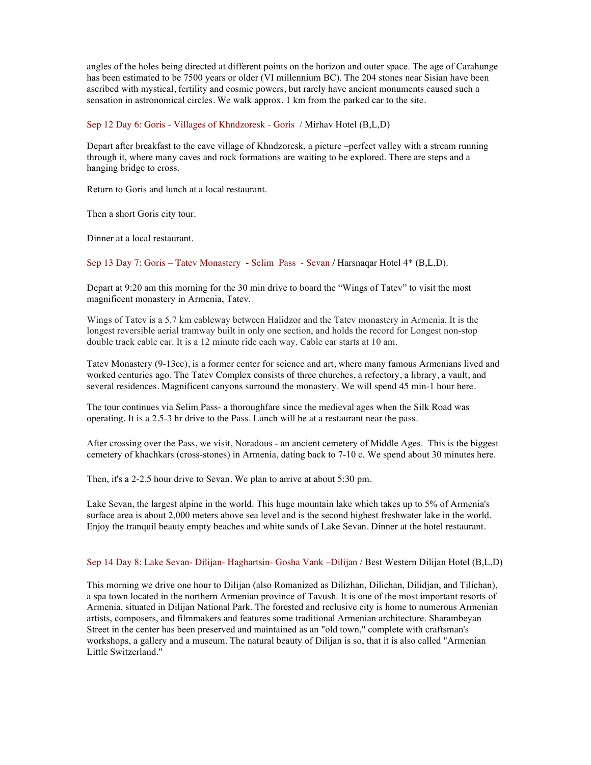angles of the holes being directed at different points on the horizon and outer space. The age of Carahunge has been estimated to be 7500 years or older (VI millennium BC). The 204 stones near Sisian have been ascribed with mystical, fertility and cosmic powers, but rarely have ancient monuments caused such a sensation in astronomical circles. We walk approx. 1 km from the parked car to the site.

### Sep 12 Day 6: Goris - Villages of Khndzoresk - Goris / Mirhav Hotel (B,L,D)

Depart after breakfast to the cave village of Khndzoresk, a picture –perfect valley with a stream running through it, where many caves and rock formations are waiting to be explored. There are steps and a hanging bridge to cross.

Return to Goris and lunch at a local restaurant.

Then a short Goris city tour.

Dinner at a local restaurant.

### Sep 13 Day 7: Goris – Tatev Monastery - Selim Pass - Sevan / Harsnaqar Hotel 4* (B,L,D).

Depart at 9:20 am this morning for the 30 min drive to board the "Wings of Tatev" to visit the most magnificent monastery in Armenia, Tatev.

Wings of Tatev is a 5.7 km cableway between Halidzor and the Tatev monastery in Armenia. It is the longest reversible aerial tramway built in only one section, and holds the record for Longest non-stop double track cable car. It is a 12 minute ride each way. Cable car starts at 10 am.

Tatev Monastery (9-13cc), is a former center for science and art, where many famous Armenians lived and worked centuries ago. The Tatev Complex consists of three churches, a refectory, a library, a vault, and several residences. Magnificent canyons surround the monastery. We will spend 45 min-1 hour here.

The tour continues via Selim Pass- a thoroughfare since the medieval ages when the Silk Road was operating. It is a 2.5-3 hr drive to the Pass. Lunch will be at a restaurant near the pass.

After crossing over the Pass, we visit, Noradous - an ancient cemetery of Middle Ages. This is the biggest cemetery of khachkars (cross-stones) in Armenia, dating back to 7-10 c. We spend about 30 minutes here.

Then, it's a 2-2.5 hour drive to Sevan. We plan to arrive at about 5:30 pm.

Lake Sevan, the largest alpine in the world. This huge mountain lake which takes up to 5% of Armenia's surface area is about 2,000 meters above sea level and is the second highest freshwater lake in the world. Enjoy the tranquil beauty empty beaches and white sands of Lake Sevan. Dinner at the hotel restaurant.

### Sep 14 Day 8: Lake Sevan- Dilijan- Haghartsin- Gosha Vank –Dilijan / Best Western Dilijan Hotel (B,L,D)

This morning we drive one hour to Dilijan (also Romanized as Dilizhan, Dilichan, Dilidjan, and Tilichan), a spa town located in the northern Armenian province of Tavush. It is one of the most important resorts of Armenia, situated in Dilijan National Park. The forested and reclusive city is home to numerous Armenian artists, composers, and filmmakers and features some traditional Armenian architecture. Sharambeyan Street in the center has been preserved and maintained as an "old town," complete with craftsman's workshops, a gallery and a museum. The natural beauty of Dilijan is so, that it is also called "Armenian Little Switzerland."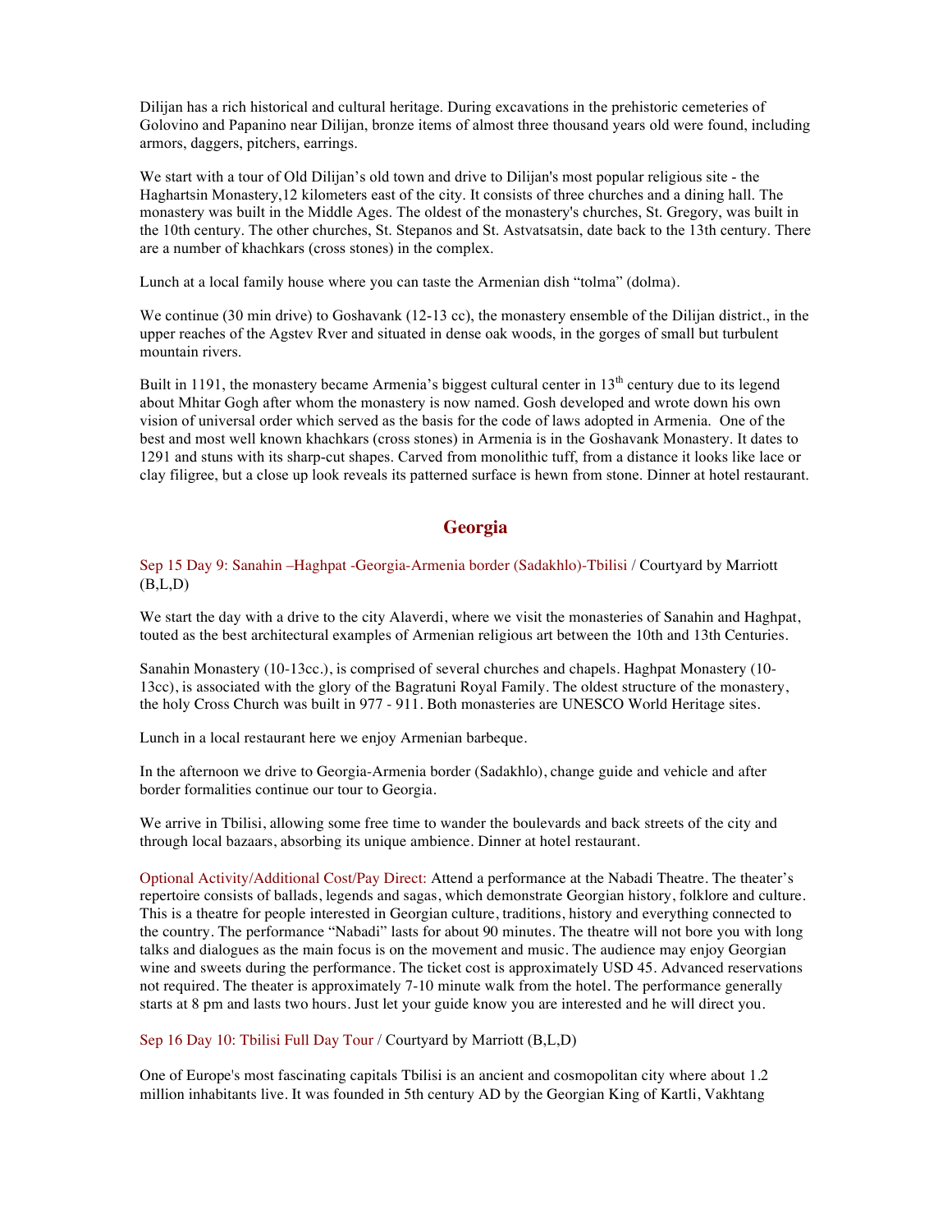Dilijan has a rich historical and cultural heritage. During excavations in the prehistoric cemeteries of Golovino and Papanino near Dilijan, bronze items of almost three thousand years old were found, including armors, daggers, pitchers, earrings.

We start with a tour of Old Dilijan's old town and drive to Dilijan's most popular religious site - the Haghartsin Monastery,12 kilometers east of the city. It consists of three churches and a dining hall. The monastery was built in the Middle Ages. The oldest of the monastery's churches, St. Gregory, was built in the 10th century. The other churches, St. Stepanos and St. Astvatsatsin, date back to the 13th century. There are a number of khachkars (cross stones) in the complex.

Lunch at a local family house where you can taste the Armenian dish "tolma" (dolma).

We continue (30 min drive) to Goshavank (12-13 cc), the monastery ensemble of the Dilijan district., in the upper reaches of the Agstev Rver and situated in dense oak woods, in the gorges of small but turbulent mountain rivers.

Built in 1191, the monastery became Armenia's biggest cultural center in 13th century due to its legend about Mhitar Gogh after whom the monastery is now named. Gosh developed and wrote down his own vision of universal order which served as the basis for the code of laws adopted in Armenia. One of the best and most well known khachkars (cross stones) in Armenia is in the Goshavank Monastery. It dates to 1291 and stuns with its sharp-cut shapes. Carved from monolithic tuff, from a distance it looks like lace or clay filigree, but a close up look reveals its patterned surface is hewn from stone. Dinner at hotel restaurant.

## Georgia

Sep 15 Day 9: Sanahin –Haghpat -Georgia-Armenia border (Sadakhlo)-Tbilisi / Courtyard by Marriott (B,L,D)

We start the day with a drive to the city Alaverdi, where we visit the monasteries of Sanahin and Haghpat, touted as the best architectural examples of Armenian religious art between the 10th and 13th Centuries.

Sanahin Monastery (10-13cc.), is comprised of several churches and chapels. Haghpat Monastery (10-13cc), is associated with the glory of the Bagratuni Royal Family. The oldest structure of the monastery, the holy Cross Church was built in 977 - 911. Both monasteries are UNESCO World Heritage sites.

Lunch in a local restaurant here we enjoy Armenian barbeque.

In the afternoon we drive to Georgia-Armenia border (Sadakhlo), change guide and vehicle and after border formalities continue our tour to Georgia.

We arrive in Tbilisi, allowing some free time to wander the boulevards and back streets of the city and through local bazaars, absorbing its unique ambience. Dinner at hotel restaurant.

Optional Activity/Additional Cost/Pay Direct: Attend a performance at the Nabadi Theatre. The theater's repertoire consists of ballads, legends and sagas, which demonstrate Georgian history, folklore and culture. This is a theatre for people interested in Georgian culture, traditions, history and everything connected to the country. The performance "Nabadi" lasts for about 90 minutes. The theatre will not bore you with long talks and dialogues as the main focus is on the movement and music. The audience may enjoy Georgian wine and sweets during the performance. The ticket cost is approximately USD 45. Advanced reservations not required. The theater is approximately 7-10 minute walk from the hotel. The performance generally starts at 8 pm and lasts two hours. Just let your guide know you are interested and he will direct you.

Sep 16 Day 10: Tbilisi Full Day Tour / Courtyard by Marriott (B,L,D)

One of Europe's most fascinating capitals Tbilisi is an ancient and cosmopolitan city where about 1.2 million inhabitants live. It was founded in 5th century AD by the Georgian King of Kartli, Vakhtang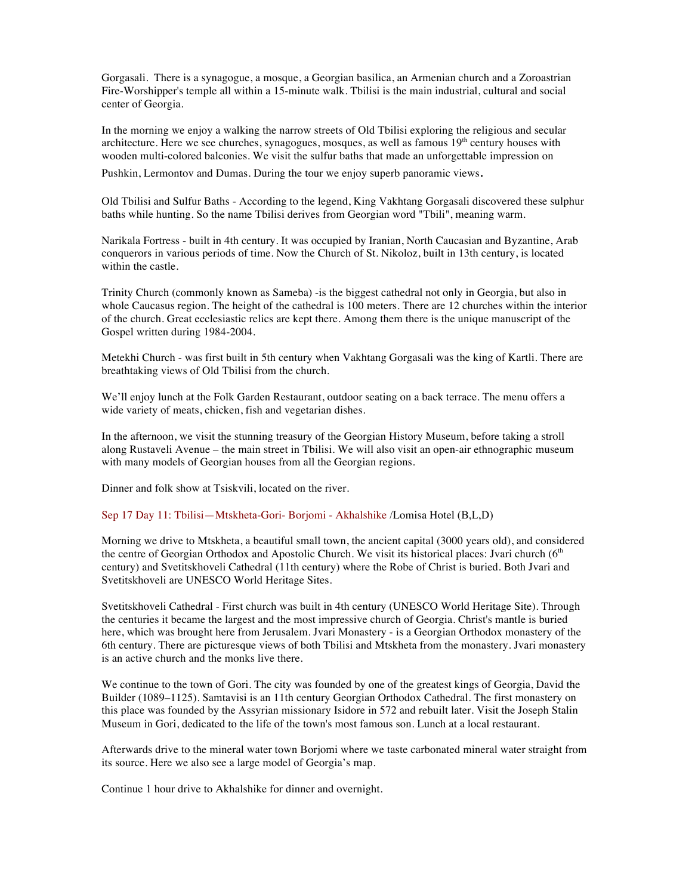Gorgasali. There is a synagogue, a mosque, a Georgian basilica, an Armenian church and a Zoroastrian Fire-Worshipper's temple all within a 15-minute walk. Tbilisi is the main industrial, cultural and social center of Georgia.

In the morning we enjoy a walking the narrow streets of Old Tbilisi exploring the religious and secular architecture. Here we see churches, synagogues, mosques, as well as famous 19th century houses with wooden multi-colored balconies. We visit the sulfur baths that made an unforgettable impression on Pushkin, Lermontov and Dumas. During the tour we enjoy superb panoramic views.

Old Tbilisi and Sulfur Baths - According to the legend, King Vakhtang Gorgasali discovered these sulphur baths while hunting. So the name Tbilisi derives from Georgian word "Tbili", meaning warm.

Narikala Fortress - built in 4th century. It was occupied by Iranian, North Caucasian and Byzantine, Arab conquerors in various periods of time. Now the Church of St. Nikoloz, built in 13th century, is located within the castle.

Trinity Church (commonly known as Sameba) -is the biggest cathedral not only in Georgia, but also in whole Caucasus region. The height of the cathedral is 100 meters. There are 12 churches within the interior of the church. Great ecclesiastic relics are kept there. Among them there is the unique manuscript of the Gospel written during 1984-2004.

Metekhi Church - was first built in 5th century when Vakhtang Gorgasali was the king of Kartli. There are breathtaking views of Old Tbilisi from the church.

We'll enjoy lunch at the Folk Garden Restaurant, outdoor seating on a back terrace. The menu offers a wide variety of meats, chicken, fish and vegetarian dishes.

In the afternoon, we visit the stunning treasury of the Georgian History Museum, before taking a stroll along Rustaveli Avenue – the main street in Tbilisi. We will also visit an open-air ethnographic museum with many models of Georgian houses from all the Georgian regions.

Dinner and folk show at Tsiskvili, located on the river.

Sep 17 Day 11: Tbilisi—Mtskheta-Gori- Borjomi - Akhalshike /Lomisa Hotel (B,L,D)

Morning we drive to Mtskheta, a beautiful small town, the ancient capital (3000 years old), and considered the centre of Georgian Orthodox and Apostolic Church. We visit its historical places: Jvari church (6th century) and Svetitskhoveli Cathedral (11th century) where the Robe of Christ is buried. Both Jvari and Svetitskhoveli are UNESCO World Heritage Sites.

Svetitskhoveli Cathedral - First church was built in 4th century (UNESCO World Heritage Site). Through the centuries it became the largest and the most impressive church of Georgia. Christ's mantle is buried here, which was brought here from Jerusalem. Jvari Monastery - is a Georgian Orthodox monastery of the 6th century. There are picturesque views of both Tbilisi and Mtskheta from the monastery. Jvari monastery is an active church and the monks live there.

We continue to the town of Gori. The city was founded by one of the greatest kings of Georgia, David the Builder (1089–1125). Samtavisi is an 11th century Georgian Orthodox Cathedral. The first monastery on this place was founded by the Assyrian missionary Isidore in 572 and rebuilt later. Visit the Joseph Stalin Museum in Gori, dedicated to the life of the town's most famous son. Lunch at a local restaurant.

Afterwards drive to the mineral water town Borjomi where we taste carbonated mineral water straight from its source. Here we also see a large model of Georgia's map.

Continue 1 hour drive to Akhalshike for dinner and overnight.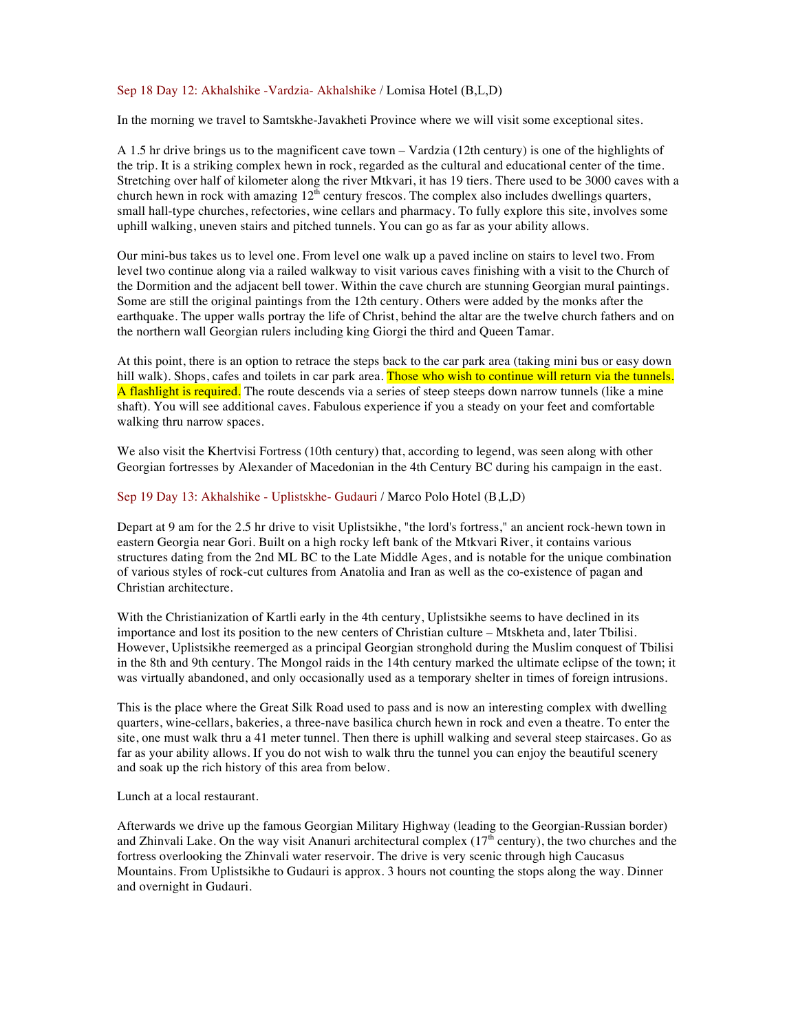Sep 18 Day 12: Akhalshike -Vardzia- Akhalshike / Lomisa Hotel (B,L,D)

In the morning we travel to Samtskhe-Javakheti Province where we will visit some exceptional sites.

A 1.5 hr drive brings us to the magnificent cave town – Vardzia (12th century) is one of the highlights of the trip. It is a striking complex hewn in rock, regarded as the cultural and educational center of the time. Stretching over half of kilometer along the river Mtkvari, it has 19 tiers. There used to be 3000 caves with a church hewn in rock with amazing 12th century frescos. The complex also includes dwellings quarters, small hall-type churches, refectories, wine cellars and pharmacy. To fully explore this site, involves some uphill walking, uneven stairs and pitched tunnels. You can go as far as your ability allows.

Our mini-bus takes us to level one. From level one walk up a paved incline on stairs to level two. From level two continue along via a railed walkway to visit various caves finishing with a visit to the Church of the Dormition and the adjacent bell tower. Within the cave church are stunning Georgian mural paintings. Some are still the original paintings from the 12th century. Others were added by the monks after the earthquake. The upper walls portray the life of Christ, behind the altar are the twelve church fathers and on the northern wall Georgian rulers including king Giorgi the third and Queen Tamar.

At this point, there is an option to retrace the steps back to the car park area (taking mini bus or easy down hill walk). Shops, cafes and toilets in car park area. Those who wish to continue will return via the tunnels. A flashlight is required. The route descends via a series of steep steeps down narrow tunnels (like a mine shaft). You will see additional caves. Fabulous experience if you a steady on your feet and comfortable walking thru narrow spaces.

We also visit the Khertvisi Fortress (10th century) that, according to legend, was seen along with other Georgian fortresses by Alexander of Macedonian in the 4th Century BC during his campaign in the east.

Sep 19 Day 13: Akhalshike - Uplistskhe- Gudauri / Marco Polo Hotel (B,L,D)

Depart at 9 am for the 2.5 hr drive to visit Uplistsikhe, "the lord's fortress," an ancient rock-hewn town in eastern Georgia near Gori. Built on a high rocky left bank of the Mtkvari River, it contains various structures dating from the 2nd ML BC to the Late Middle Ages, and is notable for the unique combination of various styles of rock-cut cultures from Anatolia and Iran as well as the co-existence of pagan and Christian architecture.

With the Christianization of Kartli early in the 4th century, Uplistsikhe seems to have declined in its importance and lost its position to the new centers of Christian culture – Mtskheta and, later Tbilisi. However, Uplistsikhe reemerged as a principal Georgian stronghold during the Muslim conquest of Tbilisi in the 8th and 9th century. The Mongol raids in the 14th century marked the ultimate eclipse of the town; it was virtually abandoned, and only occasionally used as a temporary shelter in times of foreign intrusions.

This is the place where the Great Silk Road used to pass and is now an interesting complex with dwelling quarters, wine-cellars, bakeries, a three-nave basilica church hewn in rock and even a theatre. To enter the site, one must walk thru a 41 meter tunnel. Then there is uphill walking and several steep staircases. Go as far as your ability allows. If you do not wish to walk thru the tunnel you can enjoy the beautiful scenery and soak up the rich history of this area from below.

Lunch at a local restaurant.

Afterwards we drive up the famous Georgian Military Highway (leading to the Georgian-Russian border) and Zhinvali Lake. On the way visit Ananuri architectural complex (17th century), the two churches and the fortress overlooking the Zhinvali water reservoir. The drive is very scenic through high Caucasus Mountains. From Uplistsikhe to Gudauri is approx. 3 hours not counting the stops along the way. Dinner and overnight in Gudauri.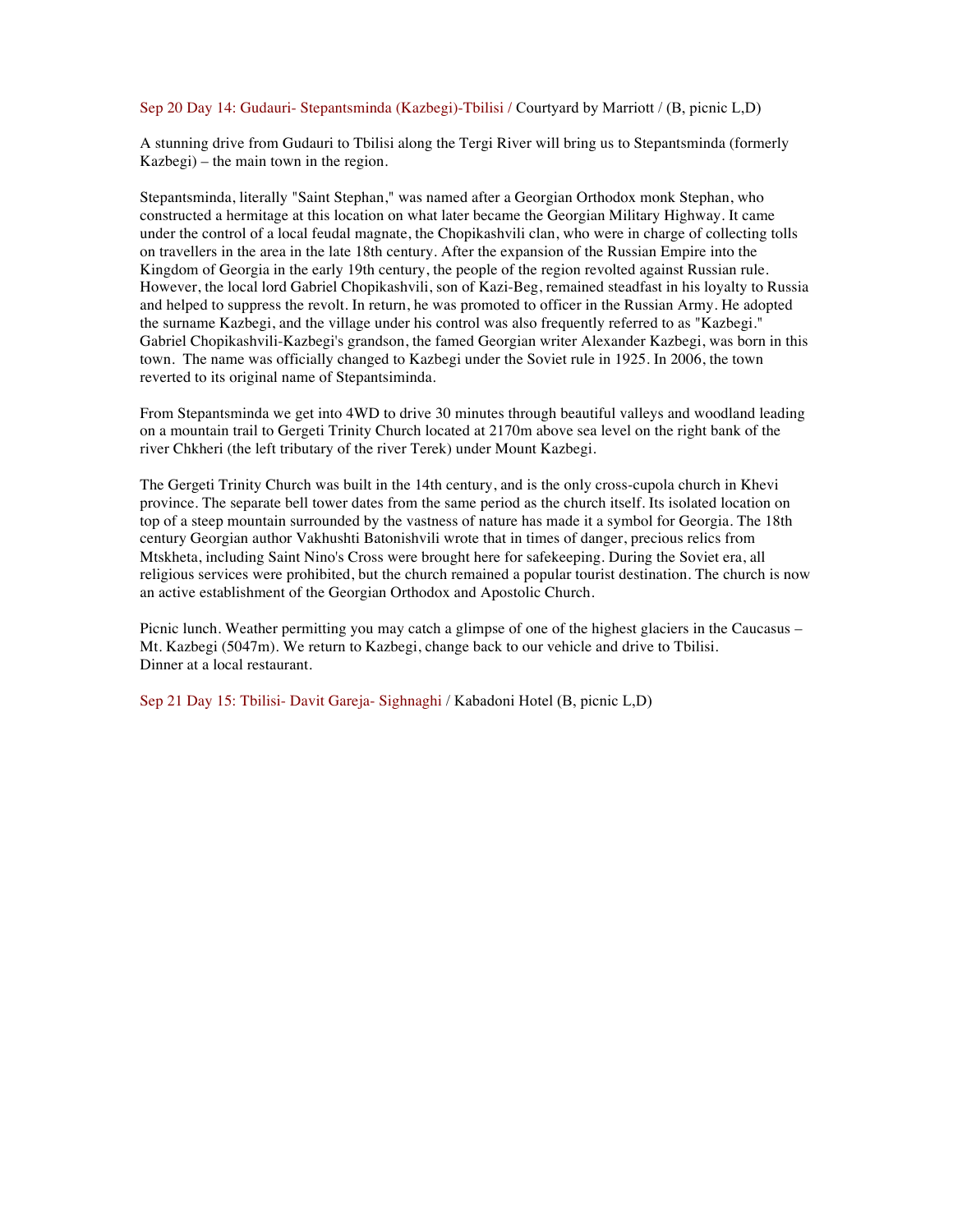Sep 20 Day 14: Gudauri- Stepantsminda (Kazbegi)-Tbilisi / Courtyard by Marriott / (B, picnic L,D)

A stunning drive from Gudauri to Tbilisi along the Tergi River will bring us to Stepantsminda (formerly Kazbegi) – the main town in the region.

Stepantsminda, literally "Saint Stephan," was named after a Georgian Orthodox monk Stephan, who constructed a hermitage at this location on what later became the Georgian Military Highway. It came under the control of a local feudal magnate, the Chopikashvili clan, who were in charge of collecting tolls on travellers in the area in the late 18th century. After the expansion of the Russian Empire into the Kingdom of Georgia in the early 19th century, the people of the region revolted against Russian rule. However, the local lord Gabriel Chopikashvili, son of Kazi-Beg, remained steadfast in his loyalty to Russia and helped to suppress the revolt. In return, he was promoted to officer in the Russian Army. He adopted the surname Kazbegi, and the village under his control was also frequently referred to as "Kazbegi." Gabriel Chopikashvili-Kazbegi's grandson, the famed Georgian writer Alexander Kazbegi, was born in this town. The name was officially changed to Kazbegi under the Soviet rule in 1925. In 2006, the town reverted to its original name of Stepantsiminda.

From Stepantsminda we get into 4WD to drive 30 minutes through beautiful valleys and woodland leading on a mountain trail to Gergeti Trinity Church located at 2170m above sea level on the right bank of the river Chkheri (the left tributary of the river Terek) under Mount Kazbegi.

The Gergeti Trinity Church was built in the 14th century, and is the only cross-cupola church in Khevi province. The separate bell tower dates from the same period as the church itself. Its isolated location on top of a steep mountain surrounded by the vastness of nature has made it a symbol for Georgia. The 18th century Georgian author Vakhushti Batonishvili wrote that in times of danger, precious relics from Mtskheta, including Saint Nino's Cross were brought here for safekeeping. During the Soviet era, all religious services were prohibited, but the church remained a popular tourist destination. The church is now an active establishment of the Georgian Orthodox and Apostolic Church.

Picnic lunch. Weather permitting you may catch a glimpse of one of the highest glaciers in the Caucasus – Mt. Kazbegi (5047m). We return to Kazbegi, change back to our vehicle and drive to Tbilisi.
Dinner at a local restaurant.

Sep 21 Day 15: Tbilisi- Davit Gareja- Sighnaghi / Kabadoni Hotel (B, picnic L,D)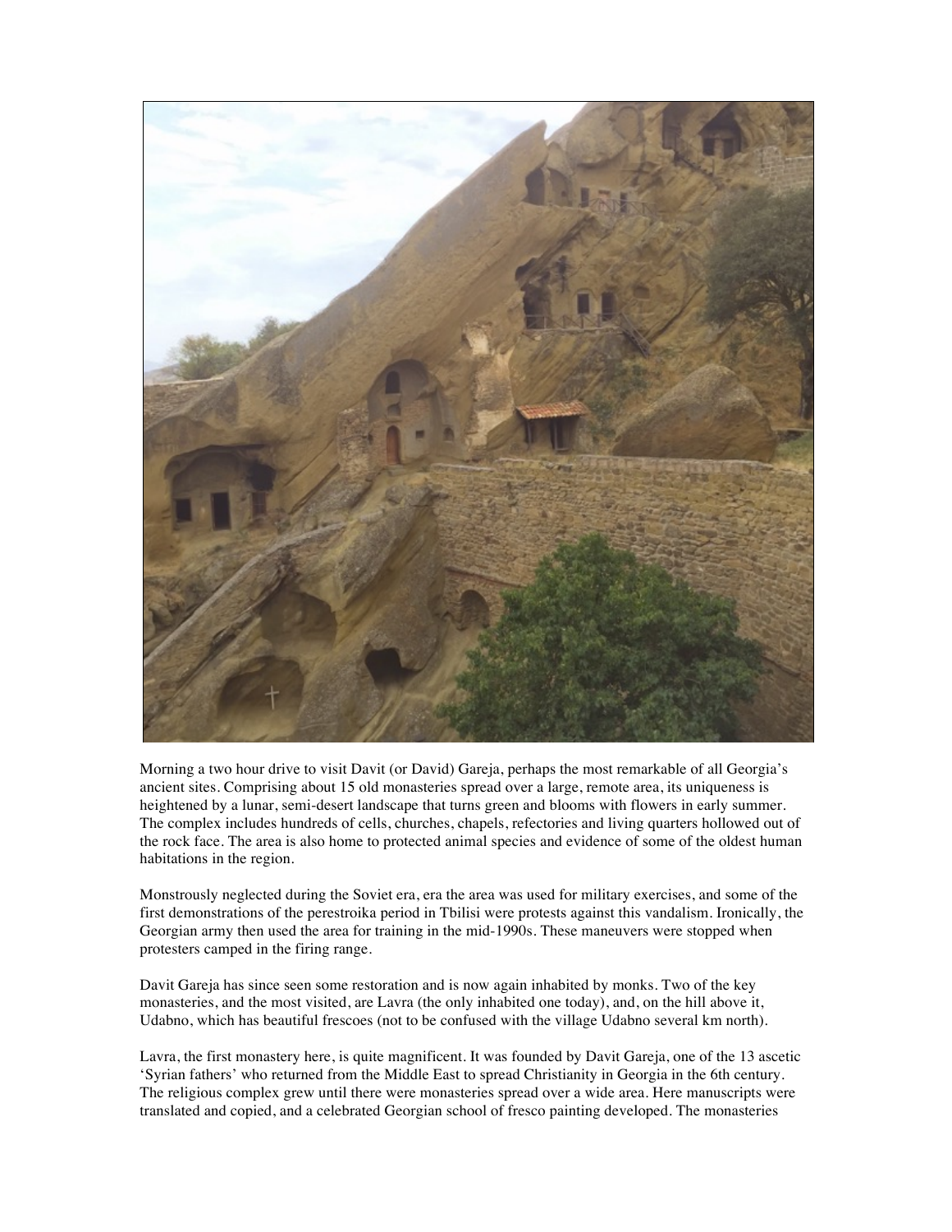Morning a two hour drive to visit Davit (or David) Gareja, perhaps the most remarkable of all Georgia's ancient sites. Comprising about 15 old monasteries spread over a large, remote area, its uniqueness is heightened by a lunar, semi-desert landscape that turns green and blooms with flowers in early summer. The complex includes hundreds of cells, churches, chapels, refectories and living quarters hollowed out of the rock face. The area is also home to protected animal species and evidence of some of the oldest human habitations in the region.

Monstrously neglected during the Soviet era, era the area was used for military exercises, and some of the first demonstrations of the perestroika period in Tbilisi were protests against this vandalism. Ironically, the Georgian army then used the area for training in the mid-1990s. These maneuvers were stopped when protesters camped in the firing range.

Davit Gareja has since seen some restoration and is now again inhabited by monks. Two of the key monasteries, and the most visited, are Lavra (the only inhabited one today), and, on the hill above it, Udabno, which has beautiful frescoes (not to be confused with the village Udabno several km north).

Lavra, the first monastery here, is quite magnificent. It was founded by Davit Gareja, one of the 13 ascetic 'Syrian fathers' who returned from the Middle East to spread Christianity in Georgia in the 6th century. The religious complex grew until there were monasteries spread over a wide area. Here manuscripts were translated and copied, and a celebrated Georgian school of fresco painting developed. The monasteries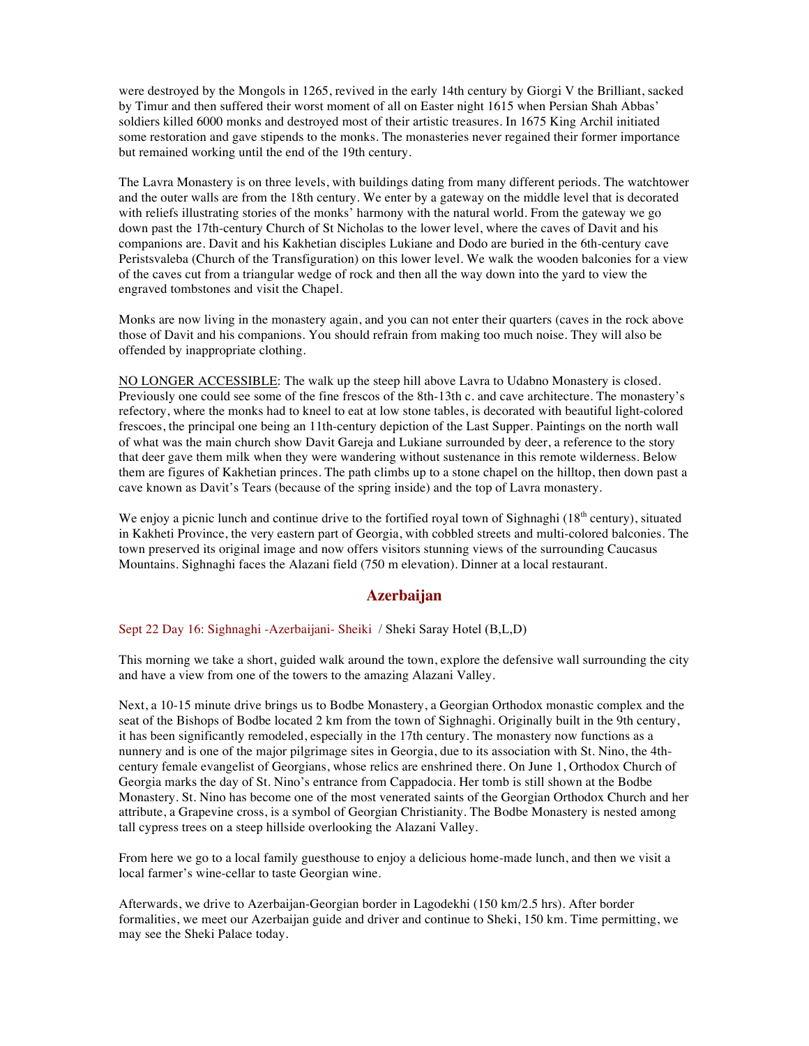were destroyed by the Mongols in 1265, revived in the early 14th century by Giorgi V the Brilliant, sacked by Timur and then suffered their worst moment of all on Easter night 1615 when Persian Shah Abbas' soldiers killed 6000 monks and destroyed most of their artistic treasures. In 1675 King Archil initiated some restoration and gave stipends to the monks. The monasteries never regained their former importance but remained working until the end of the 19th century.

The Lavra Monastery is on three levels, with buildings dating from many different periods. The watchtower and the outer walls are from the 18th century. We enter by a gateway on the middle level that is decorated with reliefs illustrating stories of the monks' harmony with the natural world. From the gateway we go down past the 17th-century Church of St Nicholas to the lower level, where the caves of Davit and his companions are. Davit and his Kakhetian disciples Lukiane and Dodo are buried in the 6th-century cave Peristsvaleba (Church of the Transfiguration) on this lower level. We walk the wooden balconies for a view of the caves cut from a triangular wedge of rock and then all the way down into the yard to view the engraved tombstones and visit the Chapel.

Monks are now living in the monastery again, and you can not enter their quarters (caves in the rock above those of Davit and his companions. You should refrain from making too much noise. They will also be offended by inappropriate clothing.

NO LONGER ACCESSIBLE: The walk up the steep hill above Lavra to Udabno Monastery is closed. Previously one could see some of the fine frescos of the 8th-13th c. and cave architecture. The monastery's refectory, where the monks had to kneel to eat at low stone tables, is decorated with beautiful light-colored frescoes, the principal one being an 11th-century depiction of the Last Supper. Paintings on the north wall of what was the main church show Davit Gareja and Lukiane surrounded by deer, a reference to the story that deer gave them milk when they were wandering without sustenance in this remote wilderness. Below them are figures of Kakhetian princes. The path climbs up to a stone chapel on the hilltop, then down past a cave known as Davit's Tears (because of the spring inside) and the top of Lavra monastery.

We enjoy a picnic lunch and continue drive to the fortified royal town of Sighnaghi (18th century), situated in Kakheti Province, the very eastern part of Georgia, with cobbled streets and multi-colored balconies. The town preserved its original image and now offers visitors stunning views of the surrounding Caucasus Mountains. Sighnaghi faces the Alazani field (750 m elevation). Dinner at a local restaurant.

## Azerbaijan

Sept 22 Day 16: Sighnaghi -Azerbaijani- Sheiki / Sheki Saray Hotel (B,L,D)

This morning we take a short, guided walk around the town, explore the defensive wall surrounding the city and have a view from one of the towers to the amazing Alazani Valley.

Next, a 10-15 minute drive brings us to Bodbe Monastery, a Georgian Orthodox monastic complex and the seat of the Bishops of Bodbe located 2 km from the town of Sighnaghi. Originally built in the 9th century, it has been significantly remodeled, especially in the 17th century. The monastery now functions as a nunnery and is one of the major pilgrimage sites in Georgia, due to its association with St. Nino, the 4th-century female evangelist of Georgians, whose relics are enshrined there. On June 1, Orthodox Church of Georgia marks the day of St. Nino's entrance from Cappadocia. Her tomb is still shown at the Bodbe Monastery. St. Nino has become one of the most venerated saints of the Georgian Orthodox Church and her attribute, a Grapevine cross, is a symbol of Georgian Christianity. The Bodbe Monastery is nested among tall cypress trees on a steep hillside overlooking the Alazani Valley.

From here we go to a local family guesthouse to enjoy a delicious home-made lunch, and then we visit a local farmer's wine-cellar to taste Georgian wine.

Afterwards, we drive to Azerbaijan-Georgian border in Lagodekhi (150 km/2.5 hrs). After border formalities, we meet our Azerbaijan guide and driver and continue to Sheki, 150 km. Time permitting, we may see the Sheki Palace today.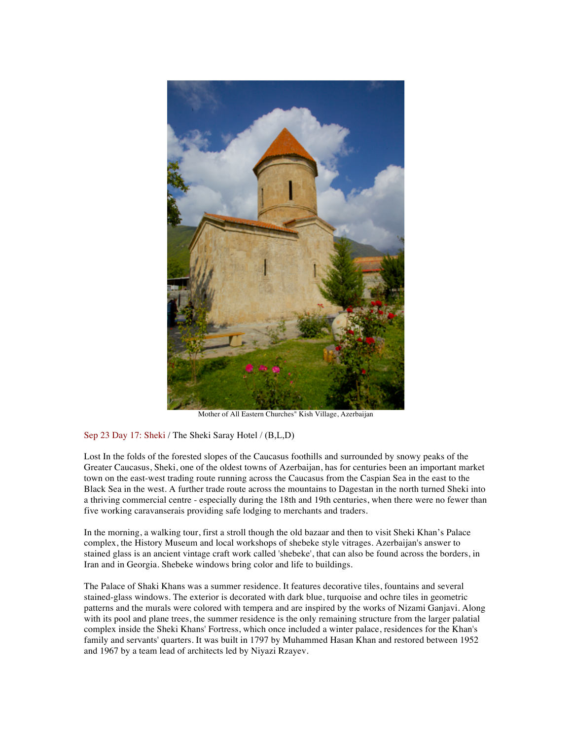Mother of All Eastern Churches" Kish Village, Azerbaijan

Sep 23 Day 17: Sheki / The Sheki Saray Hotel / (B,L,D)

Lost In the folds of the forested slopes of the Caucasus foothills and surrounded by snowy peaks of the Greater Caucasus, Sheki, one of the oldest towns of Azerbaijan, has for centuries been an important market town on the east-west trading route running across the Caucasus from the Caspian Sea in the east to the Black Sea in the west. A further trade route across the mountains to Dagestan in the north turned Sheki into a thriving commercial centre - especially during the 18th and 19th centuries, when there were no fewer than five working caravanserais providing safe lodging to merchants and traders.

In the morning, a walking tour, first a stroll though the old bazaar and then to visit Sheki Khan's Palace complex, the History Museum and local workshops of shebeke style vitrages. Azerbaijan's answer to stained glass is an ancient vintage craft work called 'shebeke', that can also be found across the borders, in Iran and in Georgia. Shebeke windows bring color and life to buildings.

The Palace of Shaki Khans was a summer residence. It features decorative tiles, fountains and several stained-glass windows. The exterior is decorated with dark blue, turquoise and ochre tiles in geometric patterns and the murals were colored with tempera and are inspired by the works of Nizami Ganjavi. Along with its pool and plane trees, the summer residence is the only remaining structure from the larger palatial complex inside the Sheki Khans' Fortress, which once included a winter palace, residences for the Khan's family and servants' quarters. It was built in 1797 by Muhammed Hasan Khan and restored between 1952 and 1967 by a team lead of architects led by Niyazi Rzayev.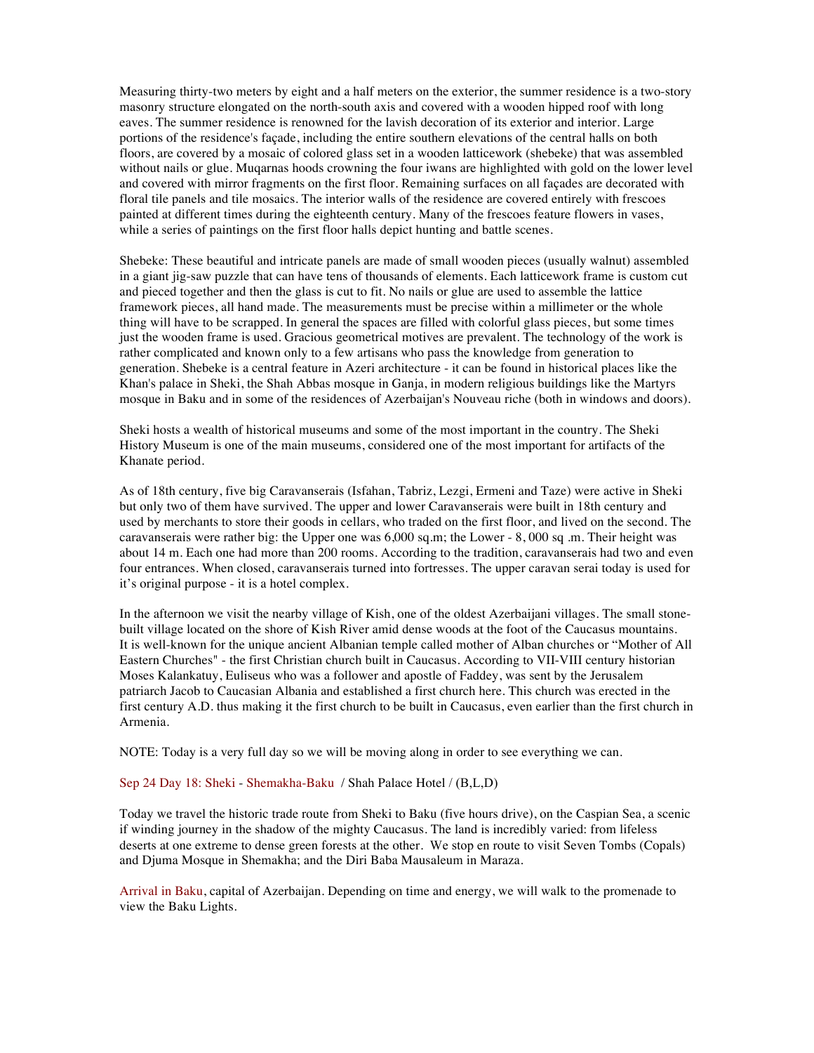Measuring thirty-two meters by eight and a half meters on the exterior, the summer residence is a two-story masonry structure elongated on the north-south axis and covered with a wooden hipped roof with long eaves. The summer residence is renowned for the lavish decoration of its exterior and interior. Large portions of the residence's façade, including the entire southern elevations of the central halls on both floors, are covered by a mosaic of colored glass set in a wooden latticework (shebeke) that was assembled without nails or glue. Muqarnas hoods crowning the four iwans are highlighted with gold on the lower level and covered with mirror fragments on the first floor. Remaining surfaces on all façades are decorated with floral tile panels and tile mosaics. The interior walls of the residence are covered entirely with frescoes painted at different times during the eighteenth century. Many of the frescoes feature flowers in vases, while a series of paintings on the first floor halls depict hunting and battle scenes.

Shebeke: These beautiful and intricate panels are made of small wooden pieces (usually walnut) assembled in a giant jig-saw puzzle that can have tens of thousands of elements. Each latticework frame is custom cut and pieced together and then the glass is cut to fit. No nails or glue are used to assemble the lattice framework pieces, all hand made. The measurements must be precise within a millimeter or the whole thing will have to be scrapped. In general the spaces are filled with colorful glass pieces, but some times just the wooden frame is used. Gracious geometrical motives are prevalent. The technology of the work is rather complicated and known only to a few artisans who pass the knowledge from generation to generation. Shebeke is a central feature in Azeri architecture - it can be found in historical places like the Khan's palace in Sheki, the Shah Abbas mosque in Ganja, in modern religious buildings like the Martyrs mosque in Baku and in some of the residences of Azerbaijan's Nouveau riche (both in windows and doors).

Sheki hosts a wealth of historical museums and some of the most important in the country. The Sheki History Museum is one of the main museums, considered one of the most important for artifacts of the Khanate period.

As of 18th century, five big Caravanserais (Isfahan, Tabriz, Lezgi, Ermeni and Taze) were active in Sheki but only two of them have survived. The upper and lower Caravanserais were built in 18th century and used by merchants to store their goods in cellars, who traded on the first floor, and lived on the second. The caravanserais were rather big: the Upper one was 6,000 sq.m; the Lower - 8, 000 sq .m. Their height was about 14 m. Each one had more than 200 rooms. According to the tradition, caravanserais had two and even four entrances. When closed, caravanserais turned into fortresses. The upper caravan serai today is used for it's original purpose - it is a hotel complex.

In the afternoon we visit the nearby village of Kish, one of the oldest Azerbaijani villages. The small stone-built village located on the shore of Kish River amid dense woods at the foot of the Caucasus mountains. It is well-known for the unique ancient Albanian temple called mother of Alban churches or "Mother of All Eastern Churches" - the first Christian church built in Caucasus. According to VII-VIII century historian Moses Kalankatuy, Euliseus who was a follower and apostle of Faddey, was sent by the Jerusalem patriarch Jacob to Caucasian Albania and established a first church here. This church was erected in the first century A.D. thus making it the first church to be built in Caucasus, even earlier than the first church in Armenia.

NOTE: Today is a very full day so we will be moving along in order to see everything we can.

Sep 24 Day 18: Sheki - Shemakha-Baku / Shah Palace Hotel / (B,L,D)

Today we travel the historic trade route from Sheki to Baku (five hours drive), on the Caspian Sea, a scenic if winding journey in the shadow of the mighty Caucasus. The land is incredibly varied: from lifeless deserts at one extreme to dense green forests at the other. We stop en route to visit Seven Tombs (Copals) and Djuma Mosque in Shemakha; and the Diri Baba Mausaleum in Maraza.

Arrival in Baku, capital of Azerbaijan. Depending on time and energy, we will walk to the promenade to view the Baku Lights.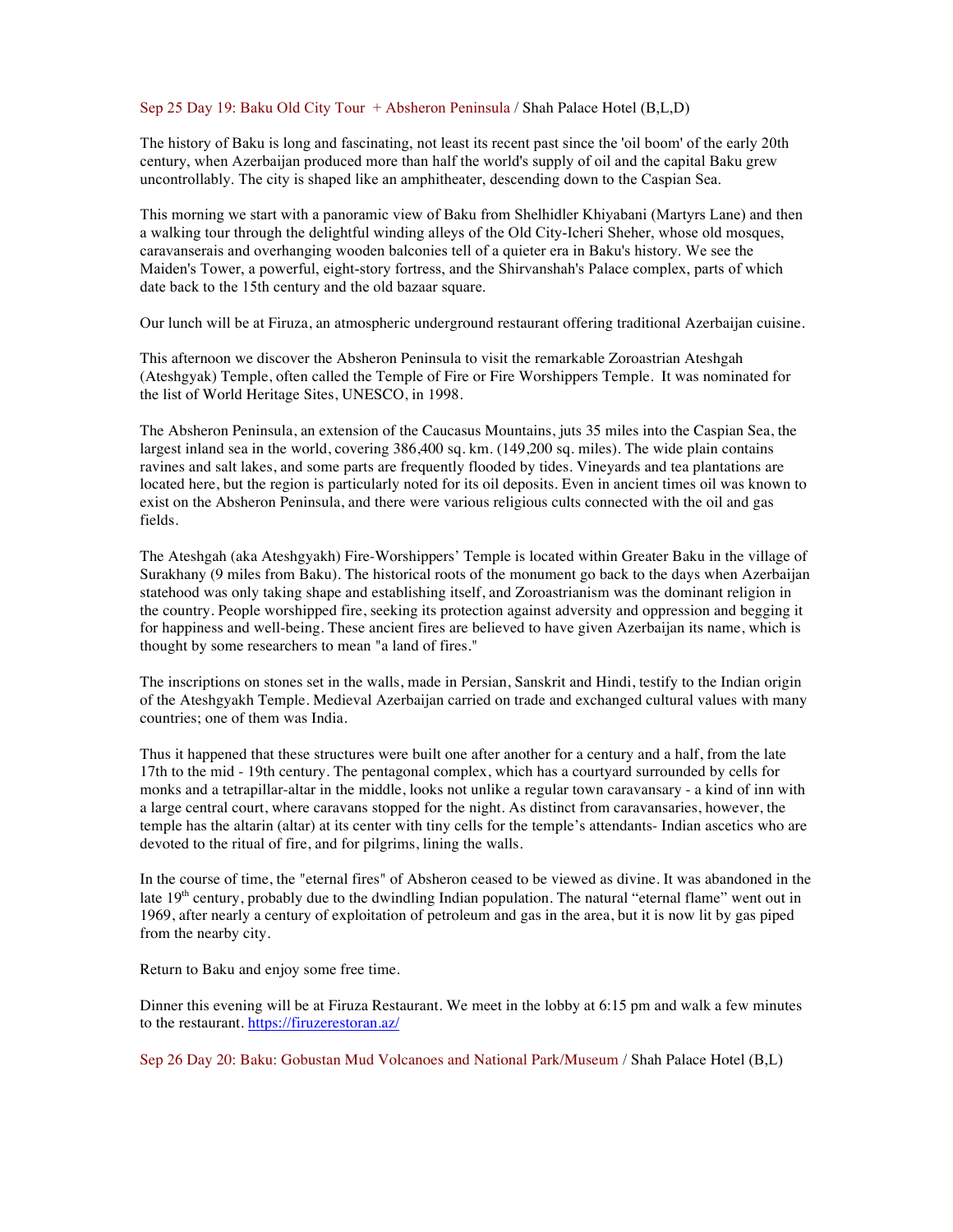Sep 25 Day 19: Baku Old City Tour + Absheron Peninsula / Shah Palace Hotel (B,L,D)

The history of Baku is long and fascinating, not least its recent past since the 'oil boom' of the early 20th century, when Azerbaijan produced more than half the world's supply of oil and the capital Baku grew uncontrollably. The city is shaped like an amphitheater, descending down to the Caspian Sea.

This morning we start with a panoramic view of Baku from Shelhidler Khiyabani (Martyrs Lane) and then a walking tour through the delightful winding alleys of the Old City-Icheri Sheher, whose old mosques, caravanserais and overhanging wooden balconies tell of a quieter era in Baku's history. We see the Maiden's Tower, a powerful, eight-story fortress, and the Shirvanshah's Palace complex, parts of which date back to the 15th century and the old bazaar square.

Our lunch will be at Firuza, an atmospheric underground restaurant offering traditional Azerbaijan cuisine.

This afternoon we discover the Absheron Peninsula to visit the remarkable Zoroastrian Ateshgah (Ateshgyak) Temple, often called the Temple of Fire or Fire Worshippers Temple. It was nominated for the list of World Heritage Sites, UNESCO, in 1998.

The Absheron Peninsula, an extension of the Caucasus Mountains, juts 35 miles into the Caspian Sea, the largest inland sea in the world, covering 386,400 sq. km. (149,200 sq. miles). The wide plain contains ravines and salt lakes, and some parts are frequently flooded by tides. Vineyards and tea plantations are located here, but the region is particularly noted for its oil deposits. Even in ancient times oil was known to exist on the Absheron Peninsula, and there were various religious cults connected with the oil and gas fields.

The Ateshgah (aka Ateshgyakh) Fire-Worshippers' Temple is located within Greater Baku in the village of Surakhany (9 miles from Baku). The historical roots of the monument go back to the days when Azerbaijan statehood was only taking shape and establishing itself, and Zoroastrianism was the dominant religion in the country. People worshipped fire, seeking its protection against adversity and oppression and begging it for happiness and well-being. These ancient fires are believed to have given Azerbaijan its name, which is thought by some researchers to mean "a land of fires."

The inscriptions on stones set in the walls, made in Persian, Sanskrit and Hindi, testify to the Indian origin of the Ateshgyakh Temple. Medieval Azerbaijan carried on trade and exchanged cultural values with many countries; one of them was India.

Thus it happened that these structures were built one after another for a century and a half, from the late 17th to the mid - 19th century. The pentagonal complex, which has a courtyard surrounded by cells for monks and a tetrapillar-altar in the middle, looks not unlike a regular town caravansary - a kind of inn with a large central court, where caravans stopped for the night. As distinct from caravansaries, however, the temple has the altarin (altar) at its center with tiny cells for the temple's attendants- Indian ascetics who are devoted to the ritual of fire, and for pilgrims, lining the walls.

In the course of time, the "eternal fires" of Absheron ceased to be viewed as divine. It was abandoned in the late 19th century, probably due to the dwindling Indian population. The natural "eternal flame" went out in 1969, after nearly a century of exploitation of petroleum and gas in the area, but it is now lit by gas piped from the nearby city.

Return to Baku and enjoy some free time.

Dinner this evening will be at Firuza Restaurant. We meet in the lobby at 6:15 pm and walk a few minutes to the restaurant. https://firuzerestoran.az/

Sep 26 Day 20: Baku: Gobustan Mud Volcanoes and National Park/Museum / Shah Palace Hotel (B,L)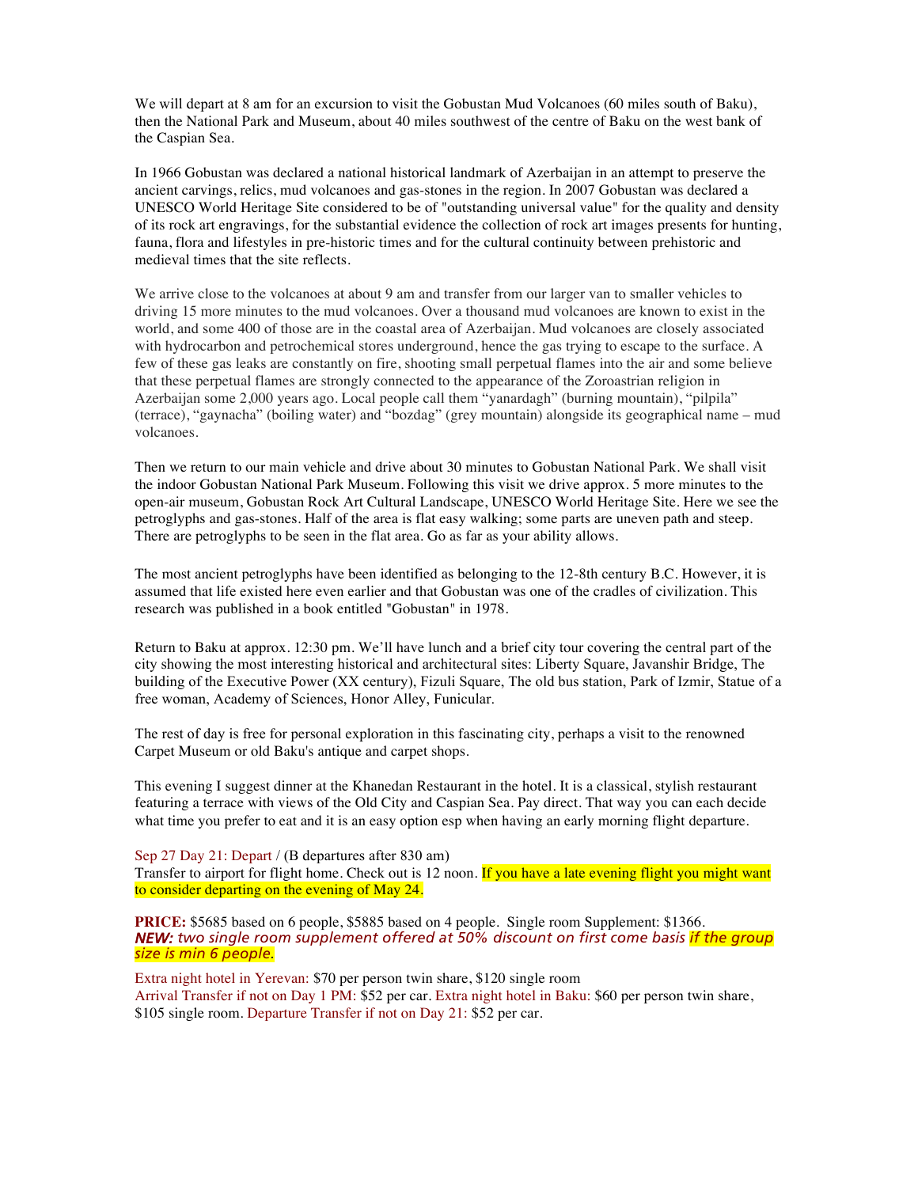We will depart at 8 am for an excursion to visit the Gobustan Mud Volcanoes (60 miles south of Baku), then the National Park and Museum, about 40 miles southwest of the centre of Baku on the west bank of the Caspian Sea.

In 1966 Gobustan was declared a national historical landmark of Azerbaijan in an attempt to preserve the ancient carvings, relics, mud volcanoes and gas-stones in the region. In 2007 Gobustan was declared a UNESCO World Heritage Site considered to be of "outstanding universal value" for the quality and density of its rock art engravings, for the substantial evidence the collection of rock art images presents for hunting, fauna, flora and lifestyles in pre-historic times and for the cultural continuity between prehistoric and medieval times that the site reflects.

We arrive close to the volcanoes at about 9 am and transfer from our larger van to smaller vehicles to driving 15 more minutes to the mud volcanoes. Over a thousand mud volcanoes are known to exist in the world, and some 400 of those are in the coastal area of Azerbaijan. Mud volcanoes are closely associated with hydrocarbon and petrochemical stores underground, hence the gas trying to escape to the surface. A few of these gas leaks are constantly on fire, shooting small perpetual flames into the air and some believe that these perpetual flames are strongly connected to the appearance of the Zoroastrian religion in Azerbaijan some 2,000 years ago. Local people call them “yanardagh” (burning mountain), “pilpila” (terrace), “gaynacha” (boiling water) and “bozdag” (grey mountain) alongside its geographical name – mud volcanoes.

Then we return to our main vehicle and drive about 30 minutes to Gobustan National Park. We shall visit the indoor Gobustan National Park Museum. Following this visit we drive approx. 5 more minutes to the open-air museum, Gobustan Rock Art Cultural Landscape, UNESCO World Heritage Site. Here we see the petroglyphs and gas-stones. Half of the area is flat easy walking; some parts are uneven path and steep. There are petroglyphs to be seen in the flat area. Go as far as your ability allows.

The most ancient petroglyphs have been identified as belonging to the 12-8th century B.C. However, it is assumed that life existed here even earlier and that Gobustan was one of the cradles of civilization. This research was published in a book entitled "Gobustan" in 1978.

Return to Baku at approx. 12:30 pm. We’ll have lunch and a brief city tour covering the central part of the city showing the most interesting historical and architectural sites: Liberty Square, Javanshir Bridge, The building of the Executive Power (XX century), Fizuli Square, The old bus station, Park of Izmir, Statue of a free woman, Academy of Sciences, Honor Alley, Funicular.

The rest of day is free for personal exploration in this fascinating city, perhaps a visit to the renowned Carpet Museum or old Baku's antique and carpet shops.

This evening I suggest dinner at the Khanedan Restaurant in the hotel. It is a classical, stylish restaurant featuring a terrace with views of the Old City and Caspian Sea. Pay direct. That way you can each decide what time you prefer to eat and it is an easy option esp when having an early morning flight departure.

Sep 27 Day 21: Depart / (B departures after 830 am)
Transfer to airport for flight home. Check out is 12 noon. If you have a late evening flight you might want to consider departing on the evening of May 24.

**PRICE:** $5685 based on 6 people, $5885 based on 4 people. Single room Supplement: $1366.
***NEW:*** *two single room supplement offered at 50% discount on first come basis if the group size is min 6 people.*

Extra night hotel in Yerevan: $70 per person twin share, $120 single room
Arrival Transfer if not on Day 1 PM: $52 per car. Extra night hotel in Baku: $60 per person twin share, $105 single room. Departure Transfer if not on Day 21: $52 per car.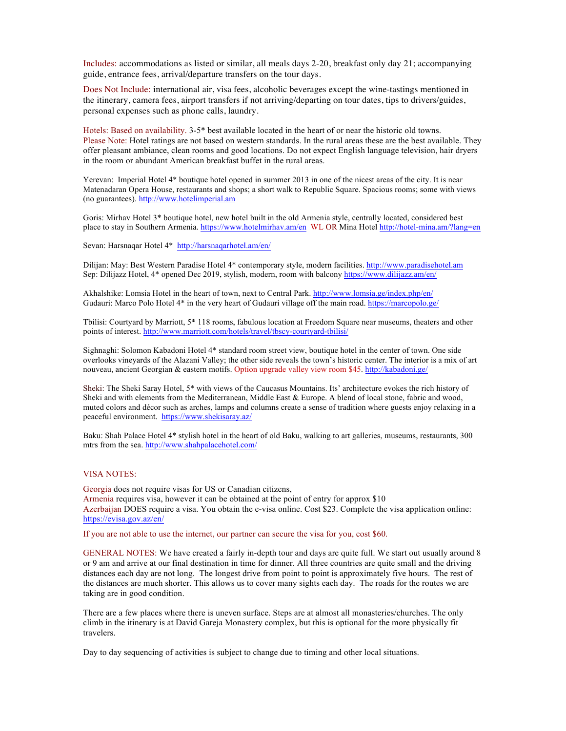Includes: accommodations as listed or similar, all meals days 2-20, breakfast only day 21; accompanying guide, entrance fees, arrival/departure transfers on the tour days.

Does Not Include: international air, visa fees, alcoholic beverages except the wine-tastings mentioned in the itinerary, camera fees, airport transfers if not arriving/departing on tour dates, tips to drivers/guides, personal expenses such as phone calls, laundry.

Hotels: Based on availability. 3-5* best available located in the heart of or near the historic old towns.
Please Note: Hotel ratings are not based on western standards. In the rural areas these are the best available. They offer pleasant ambiance, clean rooms and good locations. Do not expect English language television, hair dryers in the room or abundant American breakfast buffet in the rural areas.

Yerevan: Imperial Hotel 4* boutique hotel opened in summer 2013 in one of the nicest areas of the city. It is near Matenadaran Opera House, restaurants and shops; a short walk to Republic Square. Spacious rooms; some with views (no guarantees). http://www.hotelimperial.am

Goris: Mirhav Hotel 3* boutique hotel, new hotel built in the old Armenia style, centrally located, considered best place to stay in Southern Armenia. https://www.hotelmirhav.am/en WL OR Mina Hotel http://hotel-mina.am/?lang=en

Sevan: Harsnaqar Hotel 4* http://harsnaqarhotel.am/en/

Dilijan: May: Best Western Paradise Hotel 4* contemporary style, modern facilities. http://www.paradisehotel.am
Sep: Dilijazz Hotel, 4* opened Dec 2019, stylish, modern, room with balcony https://www.dilijazz.am/en/

Akhalshike: Lomsia Hotel in the heart of town, next to Central Park. http://www.lomsia.ge/index.php/en/
Gudauri: Marco Polo Hotel 4* in the very heart of Gudauri village off the main road. https://marcopolo.ge/

Tbilisi: Courtyard by Marriott, 5* 118 rooms, fabulous location at Freedom Square near museums, theaters and other points of interest. http://www.marriott.com/hotels/travel/tbscy-courtyard-tbilisi/

Sighnaghi: Solomon Kabadoni Hotel 4* standard room street view, boutique hotel in the center of town. One side overlooks vineyards of the Alazani Valley; the other side reveals the town's historic center. The interior is a mix of art nouveau, ancient Georgian & eastern motifs. Option upgrade valley view room $45. http://kabadoni.ge/

Sheki: The Sheki Saray Hotel, 5* with views of the Caucasus Mountains. Its' architecture evokes the rich history of Sheki and with elements from the Mediterranean, Middle East & Europe. A blend of local stone, fabric and wood, muted colors and décor such as arches, lamps and columns create a sense of tradition where guests enjoy relaxing in a peaceful environment. https://www.shekisaray.az/

Baku: Shah Palace Hotel 4* stylish hotel in the heart of old Baku, walking to art galleries, museums, restaurants, 300 mtrs from the sea. http://www.shahpalacehotel.com/

VISA NOTES:

Georgia does not require visas for US or Canadian citizens,
Armenia requires visa, however it can be obtained at the point of entry for approx $10
Azerbaijan DOES require a visa. You obtain the e-visa online. Cost $23. Complete the visa application online: https://evisa.gov.az/en/

If you are not able to use the internet, our partner can secure the visa for you, cost $60.

GENERAL NOTES: We have created a fairly in-depth tour and days are quite full. We start out usually around 8 or 9 am and arrive at our final destination in time for dinner. All three countries are quite small and the driving distances each day are not long. The longest drive from point to point is approximately five hours. The rest of the distances are much shorter. This allows us to cover many sights each day. The roads for the routes we are taking are in good condition.

There are a few places where there is uneven surface. Steps are at almost all monasteries/churches. The only climb in the itinerary is at David Gareja Monastery complex, but this is optional for the more physically fit travelers.

Day to day sequencing of activities is subject to change due to timing and other local situations.